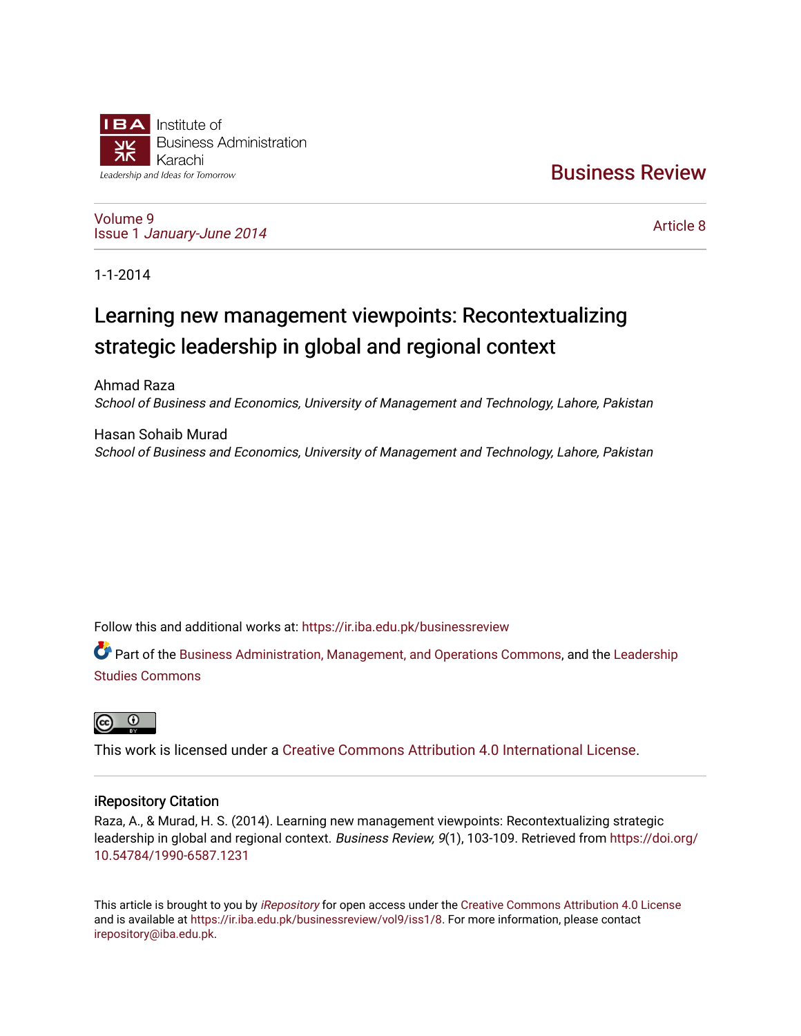Institute of Business Administration Karachi

Leadership and Ideas for Tomorrow

# Business Review

Volume 9
Issue 1 *January-June 2014*

Article 8

1-1-2014

# Learning new management viewpoints: Recontextualizing strategic leadership in global and regional context

Ahmad Raza
*School of Business and Economics, University of Management and Technology, Lahore, Pakistan*

Hasan Sohaib Murad
*School of Business and Economics, University of Management and Technology, Lahore, Pakistan*

Follow this and additional works at: https://ir.iba.edu.pk/businessreview

Part of the Business Administration, Management, and Operations Commons, and the Leadership Studies Commons

This work is licensed under a Creative Commons Attribution 4.0 International License.

## iRepository Citation

Raza, A., & Murad, H. S. (2014). Learning new management viewpoints: Recontextualizing strategic leadership in global and regional context. *Business Review, 9*(1), 103-109. Retrieved from https://doi.org/10.54784/1990-6587.1231

This article is brought to you by *iRepository* for open access under the Creative Commons Attribution 4.0 License and is available at https://ir.iba.edu.pk/businessreview/vol9/iss1/8. For more information, please contact irepository@iba.edu.pk.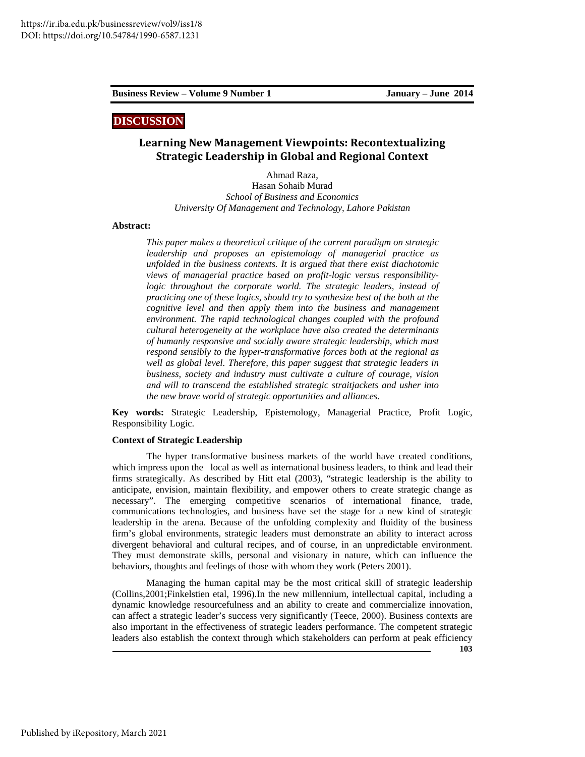**DISCUSSION**

## Learning New Management Viewpoints: Recontextualizing Strategic Leadership in Global and Regional Context

Ahmad Raza,
Hasan Sohaib Murad
*School of Business and Economics*
*University Of Management and Technology, Lahore Pakistan*

**Abstract:**

*This paper makes a theoretical critique of the current paradigm on strategic leadership and proposes an epistemology of managerial practice as unfolded in the business contexts. It is argued that there exist diachotomic views of managerial practice based on profit-logic versus responsibility-logic throughout the corporate world. The strategic leaders, instead of practicing one of these logics, should try to synthesize best of the both at the cognitive level and then apply them into the business and management environment. The rapid technological changes coupled with the profound cultural heterogeneity at the workplace have also created the determinants of humanly responsive and socially aware strategic leadership, which must respond sensibly to the hyper-transformative forces both at the regional as well as global level. Therefore, this paper suggest that strategic leaders in business, society and industry must cultivate a culture of courage, vision and will to transcend the established strategic straitjackets and usher into the new brave world of strategic opportunities and alliances.*

**Key words:** Strategic Leadership, Epistemology, Managerial Practice, Profit Logic, Responsibility Logic.

**Context of Strategic Leadership**

The hyper transformative business markets of the world have created conditions, which impress upon the local as well as international business leaders, to think and lead their firms strategically. As described by Hitt etal (2003), "strategic leadership is the ability to anticipate, envision, maintain flexibility, and empower others to create strategic change as necessary". The emerging competitive scenarios of international finance, trade, communications technologies, and business have set the stage for a new kind of strategic leadership in the arena. Because of the unfolding complexity and fluidity of the business firm's global environments, strategic leaders must demonstrate an ability to interact across divergent behavioral and cultural recipes, and of course, in an unpredictable environment. They must demonstrate skills, personal and visionary in nature, which can influence the behaviors, thoughts and feelings of those with whom they work (Peters 2001).

Managing the human capital may be the most critical skill of strategic leadership (Collins,2001;Finkelstien etal, 1996).In the new millennium, intellectual capital, including a dynamic knowledge resourcefulness and an ability to create and commercialize innovation, can affect a strategic leader's success very significantly (Teece, 2000). Business contexts are also important in the effectiveness of strategic leaders performance. The competent strategic leaders also establish the context through which stakeholders can perform at peak efficiency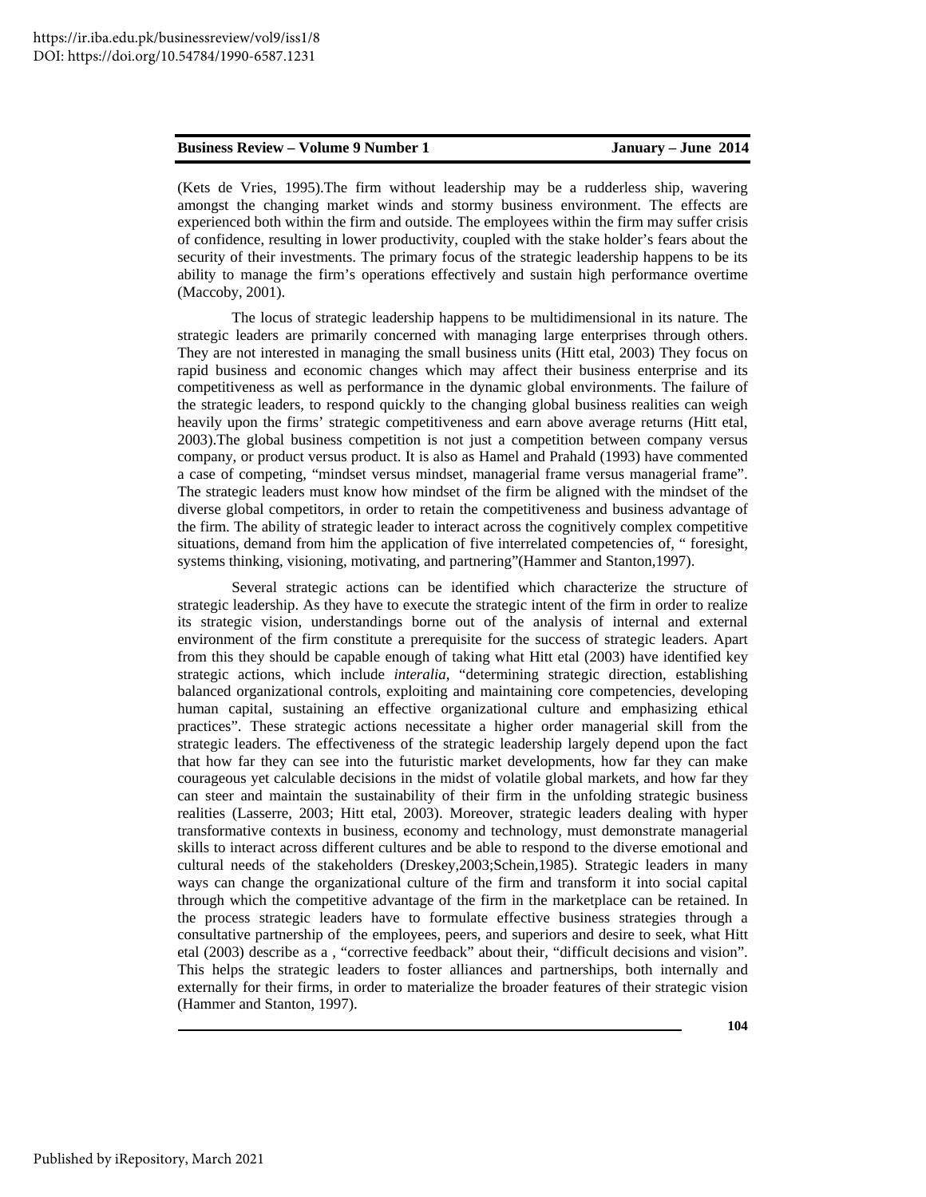(Kets de Vries, 1995).The firm without leadership may be a rudderless ship, wavering amongst the changing market winds and stormy business environment. The effects are experienced both within the firm and outside. The employees within the firm may suffer crisis of confidence, resulting in lower productivity, coupled with the stake holder's fears about the security of their investments. The primary focus of the strategic leadership happens to be its ability to manage the firm's operations effectively and sustain high performance overtime (Maccoby, 2001).

The locus of strategic leadership happens to be multidimensional in its nature. The strategic leaders are primarily concerned with managing large enterprises through others. They are not interested in managing the small business units (Hitt etal, 2003) They focus on rapid business and economic changes which may affect their business enterprise and its competitiveness as well as performance in the dynamic global environments. The failure of the strategic leaders, to respond quickly to the changing global business realities can weigh heavily upon the firms' strategic competitiveness and earn above average returns (Hitt etal, 2003).The global business competition is not just a competition between company versus company, or product versus product. It is also as Hamel and Prahald (1993) have commented a case of competing, "mindset versus mindset, managerial frame versus managerial frame". The strategic leaders must know how mindset of the firm be aligned with the mindset of the diverse global competitors, in order to retain the competitiveness and business advantage of the firm. The ability of strategic leader to interact across the cognitively complex competitive situations, demand from him the application of five interrelated competencies of, " foresight, systems thinking, visioning, motivating, and partnering"(Hammer and Stanton,1997).

Several strategic actions can be identified which characterize the structure of strategic leadership. As they have to execute the strategic intent of the firm in order to realize its strategic vision, understandings borne out of the analysis of internal and external environment of the firm constitute a prerequisite for the success of strategic leaders. Apart from this they should be capable enough of taking what Hitt etal (2003) have identified key strategic actions, which include *interalia*, "determining strategic direction, establishing balanced organizational controls, exploiting and maintaining core competencies, developing human capital, sustaining an effective organizational culture and emphasizing ethical practices". These strategic actions necessitate a higher order managerial skill from the strategic leaders. The effectiveness of the strategic leadership largely depend upon the fact that how far they can see into the futuristic market developments, how far they can make courageous yet calculable decisions in the midst of volatile global markets, and how far they can steer and maintain the sustainability of their firm in the unfolding strategic business realities (Lasserre, 2003; Hitt etal, 2003). Moreover, strategic leaders dealing with hyper transformative contexts in business, economy and technology, must demonstrate managerial skills to interact across different cultures and be able to respond to the diverse emotional and cultural needs of the stakeholders (Dreskey,2003;Schein,1985). Strategic leaders in many ways can change the organizational culture of the firm and transform it into social capital through which the competitive advantage of the firm in the marketplace can be retained. In the process strategic leaders have to formulate effective business strategies through a consultative partnership of the employees, peers, and superiors and desire to seek, what Hitt etal (2003) describe as a , "corrective feedback" about their, "difficult decisions and vision". This helps the strategic leaders to foster alliances and partnerships, both internally and externally for their firms, in order to materialize the broader features of their strategic vision (Hammer and Stanton, 1997).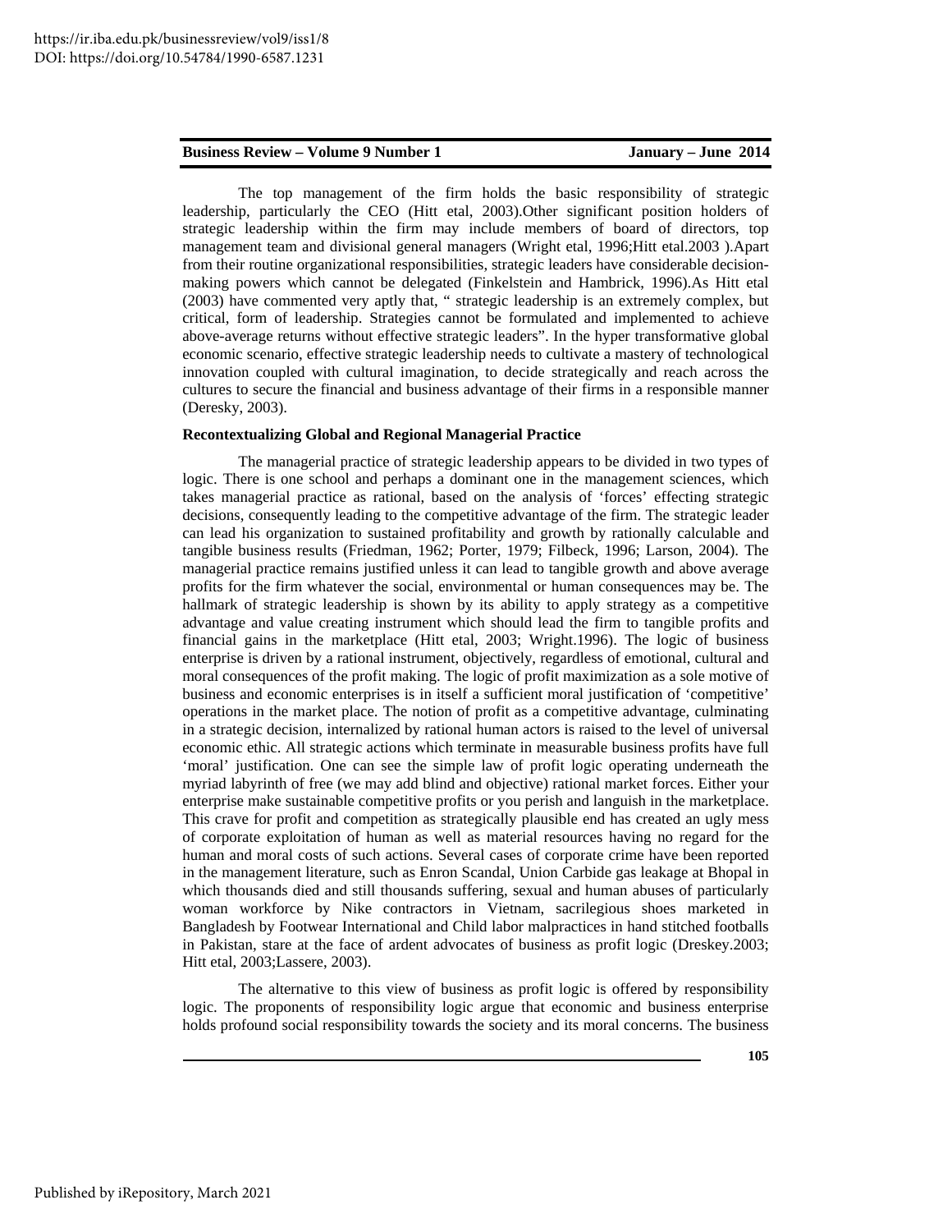The top management of the firm holds the basic responsibility of strategic leadership, particularly the CEO (Hitt etal, 2003).Other significant position holders of strategic leadership within the firm may include members of board of directors, top management team and divisional general managers (Wright etal, 1996;Hitt etal.2003 ).Apart from their routine organizational responsibilities, strategic leaders have considerable decision-making powers which cannot be delegated (Finkelstein and Hambrick, 1996).As Hitt etal (2003) have commented very aptly that, " strategic leadership is an extremely complex, but critical, form of leadership. Strategies cannot be formulated and implemented to achieve above-average returns without effective strategic leaders". In the hyper transformative global economic scenario, effective strategic leadership needs to cultivate a mastery of technological innovation coupled with cultural imagination, to decide strategically and reach across the cultures to secure the financial and business advantage of their firms in a responsible manner (Deresky, 2003).

**Recontextualizing Global and Regional Managerial Practice**

The managerial practice of strategic leadership appears to be divided in two types of logic. There is one school and perhaps a dominant one in the management sciences, which takes managerial practice as rational, based on the analysis of 'forces' effecting strategic decisions, consequently leading to the competitive advantage of the firm. The strategic leader can lead his organization to sustained profitability and growth by rationally calculable and tangible business results (Friedman, 1962; Porter, 1979; Filbeck, 1996; Larson, 2004). The managerial practice remains justified unless it can lead to tangible growth and above average profits for the firm whatever the social, environmental or human consequences may be. The hallmark of strategic leadership is shown by its ability to apply strategy as a competitive advantage and value creating instrument which should lead the firm to tangible profits and financial gains in the marketplace (Hitt etal, 2003; Wright.1996). The logic of business enterprise is driven by a rational instrument, objectively, regardless of emotional, cultural and moral consequences of the profit making. The logic of profit maximization as a sole motive of business and economic enterprises is in itself a sufficient moral justification of 'competitive' operations in the market place. The notion of profit as a competitive advantage, culminating in a strategic decision, internalized by rational human actors is raised to the level of universal economic ethic. All strategic actions which terminate in measurable business profits have full 'moral' justification. One can see the simple law of profit logic operating underneath the myriad labyrinth of free (we may add blind and objective) rational market forces. Either your enterprise make sustainable competitive profits or you perish and languish in the marketplace. This crave for profit and competition as strategically plausible end has created an ugly mess of corporate exploitation of human as well as material resources having no regard for the human and moral costs of such actions. Several cases of corporate crime have been reported in the management literature, such as Enron Scandal, Union Carbide gas leakage at Bhopal in which thousands died and still thousands suffering, sexual and human abuses of particularly woman workforce by Nike contractors in Vietnam, sacrilegious shoes marketed in Bangladesh by Footwear International and Child labor malpractices in hand stitched footballs in Pakistan, stare at the face of ardent advocates of business as profit logic (Dreskey.2003; Hitt etal, 2003;Lassere, 2003).

The alternative to this view of business as profit logic is offered by responsibility logic. The proponents of responsibility logic argue that economic and business enterprise holds profound social responsibility towards the society and its moral concerns. The business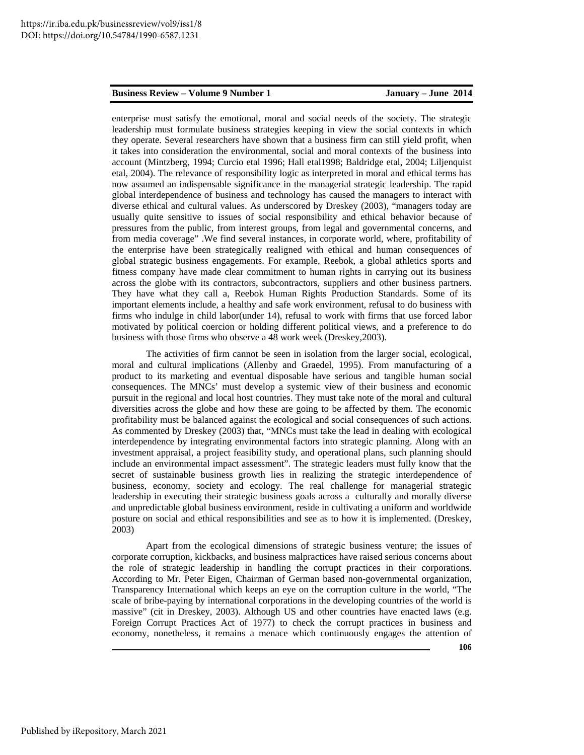enterprise must satisfy the emotional, moral and social needs of the society. The strategic leadership must formulate business strategies keeping in view the social contexts in which they operate. Several researchers have shown that a business firm can still yield profit, when it takes into consideration the environmental, social and moral contexts of the business into account (Mintzberg, 1994; Curcio etal 1996; Hall etal1998; Baldridge etal, 2004; Liljenquist etal, 2004). The relevance of responsibility logic as interpreted in moral and ethical terms has now assumed an indispensable significance in the managerial strategic leadership. The rapid global interdependence of business and technology has caused the managers to interact with diverse ethical and cultural values. As underscored by Dreskey (2003), "managers today are usually quite sensitive to issues of social responsibility and ethical behavior because of pressures from the public, from interest groups, from legal and governmental concerns, and from media coverage" .We find several instances, in corporate world, where, profitability of the enterprise have been strategically realigned with ethical and human consequences of global strategic business engagements. For example, Reebok, a global athletics sports and fitness company have made clear commitment to human rights in carrying out its business across the globe with its contractors, subcontractors, suppliers and other business partners. They have what they call a, Reebok Human Rights Production Standards. Some of its important elements include, a healthy and safe work environment, refusal to do business with firms who indulge in child labor(under 14), refusal to work with firms that use forced labor motivated by political coercion or holding different political views, and a preference to do business with those firms who observe a 48 work week (Dreskey,2003).

The activities of firm cannot be seen in isolation from the larger social, ecological, moral and cultural implications (Allenby and Graedel, 1995). From manufacturing of a product to its marketing and eventual disposable have serious and tangible human social consequences. The MNCs' must develop a systemic view of their business and economic pursuit in the regional and local host countries. They must take note of the moral and cultural diversities across the globe and how these are going to be affected by them. The economic profitability must be balanced against the ecological and social consequences of such actions. As commented by Dreskey (2003) that, "MNCs must take the lead in dealing with ecological interdependence by integrating environmental factors into strategic planning. Along with an investment appraisal, a project feasibility study, and operational plans, such planning should include an environmental impact assessment". The strategic leaders must fully know that the secret of sustainable business growth lies in realizing the strategic interdependence of business, economy, society and ecology. The real challenge for managerial strategic leadership in executing their strategic business goals across a culturally and morally diverse and unpredictable global business environment, reside in cultivating a uniform and worldwide posture on social and ethical responsibilities and see as to how it is implemented. (Dreskey, 2003)

Apart from the ecological dimensions of strategic business venture; the issues of corporate corruption, kickbacks, and business malpractices have raised serious concerns about the role of strategic leadership in handling the corrupt practices in their corporations. According to Mr. Peter Eigen, Chairman of German based non-governmental organization, Transparency International which keeps an eye on the corruption culture in the world, "The scale of bribe-paying by international corporations in the developing countries of the world is massive" (cit in Dreskey, 2003). Although US and other countries have enacted laws (e.g. Foreign Corrupt Practices Act of 1977) to check the corrupt practices in business and economy, nonetheless, it remains a menace which continuously engages the attention of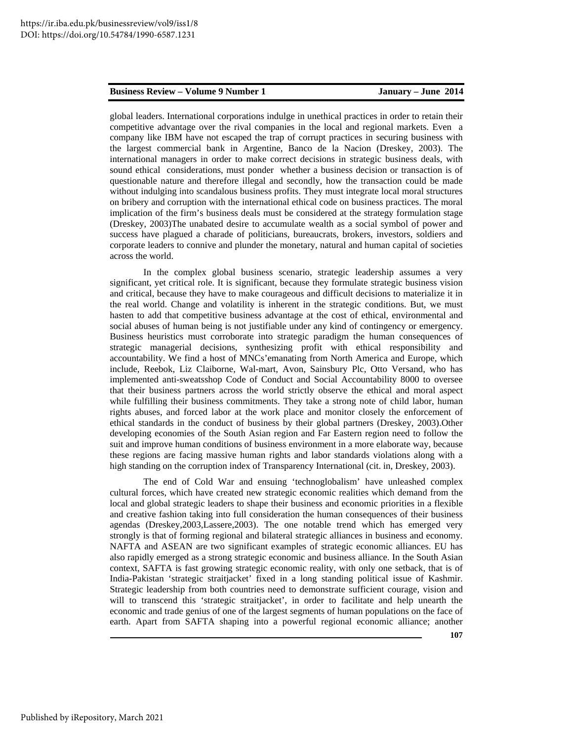global leaders. International corporations indulge in unethical practices in order to retain their competitive advantage over the rival companies in the local and regional markets. Even a company like IBM have not escaped the trap of corrupt practices in securing business with the largest commercial bank in Argentine, Banco de la Nacion (Dreskey, 2003). The international managers in order to make correct decisions in strategic business deals, with sound ethical considerations, must ponder whether a business decision or transaction is of questionable nature and therefore illegal and secondly, how the transaction could be made without indulging into scandalous business profits. They must integrate local moral structures on bribery and corruption with the international ethical code on business practices. The moral implication of the firm's business deals must be considered at the strategy formulation stage (Dreskey, 2003)The unabated desire to accumulate wealth as a social symbol of power and success have plagued a charade of politicians, bureaucrats, brokers, investors, soldiers and corporate leaders to connive and plunder the monetary, natural and human capital of societies across the world.

In the complex global business scenario, strategic leadership assumes a very significant, yet critical role. It is significant, because they formulate strategic business vision and critical, because they have to make courageous and difficult decisions to materialize it in the real world. Change and volatility is inherent in the strategic conditions. But, we must hasten to add that competitive business advantage at the cost of ethical, environmental and social abuses of human being is not justifiable under any kind of contingency or emergency. Business heuristics must corroborate into strategic paradigm the human consequences of strategic managerial decisions, synthesizing profit with ethical responsibility and accountability. We find a host of MNCs'emanating from North America and Europe, which include, Reebok, Liz Claiborne, Wal-mart, Avon, Sainsbury Plc, Otto Versand, who has implemented anti-sweatsshop Code of Conduct and Social Accountability 8000 to oversee that their business partners across the world strictly observe the ethical and moral aspect while fulfilling their business commitments. They take a strong note of child labor, human rights abuses, and forced labor at the work place and monitor closely the enforcement of ethical standards in the conduct of business by their global partners (Dreskey, 2003).Other developing economies of the South Asian region and Far Eastern region need to follow the suit and improve human conditions of business environment in a more elaborate way, because these regions are facing massive human rights and labor standards violations along with a high standing on the corruption index of Transparency International (cit. in, Dreskey, 2003).

The end of Cold War and ensuing 'technoglobalism' have unleashed complex cultural forces, which have created new strategic economic realities which demand from the local and global strategic leaders to shape their business and economic priorities in a flexible and creative fashion taking into full consideration the human consequences of their business agendas (Dreskey,2003,Lassere,2003). The one notable trend which has emerged very strongly is that of forming regional and bilateral strategic alliances in business and economy. NAFTA and ASEAN are two significant examples of strategic economic alliances. EU has also rapidly emerged as a strong strategic economic and business alliance. In the South Asian context, SAFTA is fast growing strategic economic reality, with only one setback, that is of India-Pakistan 'strategic straitjacket' fixed in a long standing political issue of Kashmir. Strategic leadership from both countries need to demonstrate sufficient courage, vision and will to transcend this 'strategic straitjacket', in order to facilitate and help unearth the economic and trade genius of one of the largest segments of human populations on the face of earth. Apart from SAFTA shaping into a powerful regional economic alliance; another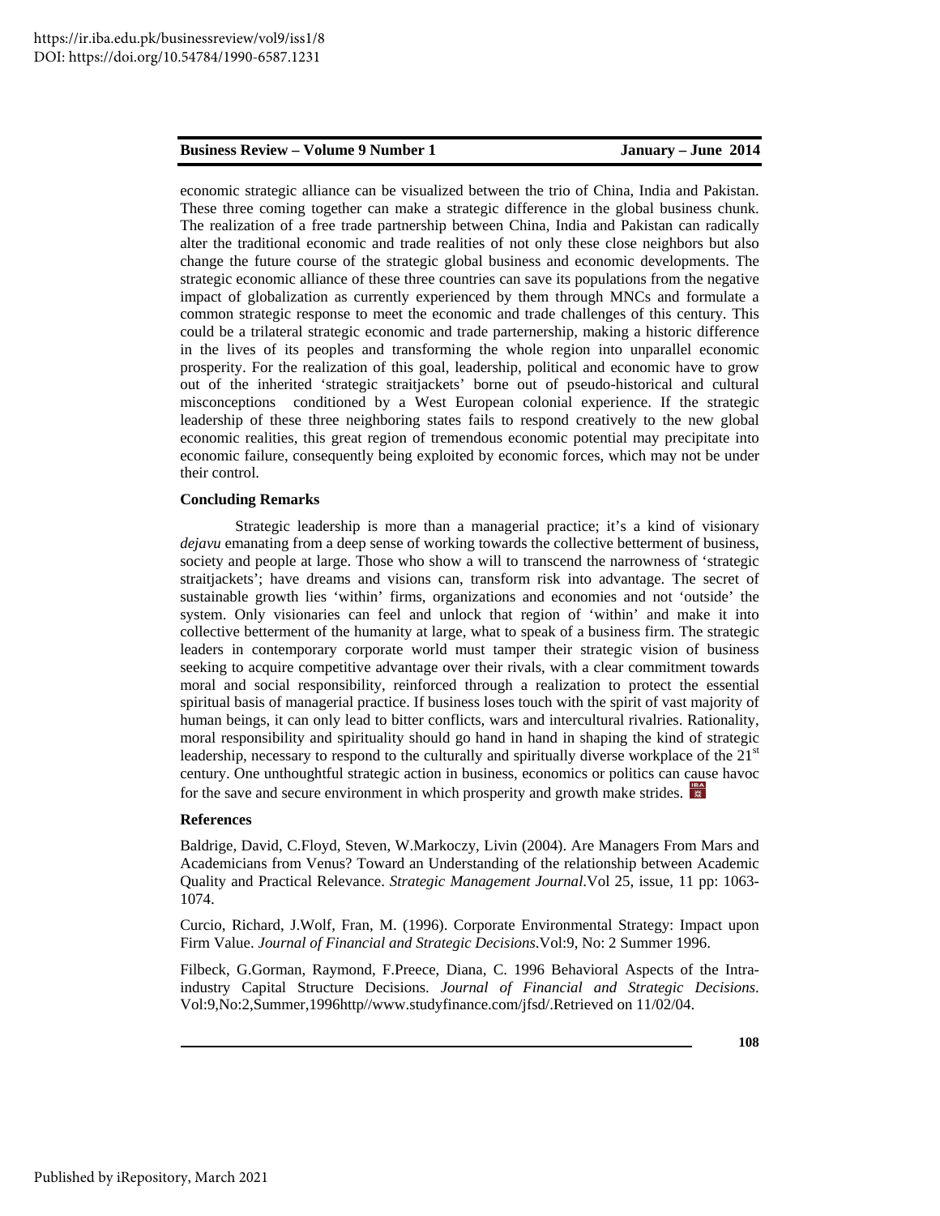economic strategic alliance can be visualized between the trio of China, India and Pakistan. These three coming together can make a strategic difference in the global business chunk. The realization of a free trade partnership between China, India and Pakistan can radically alter the traditional economic and trade realities of not only these close neighbors but also change the future course of the strategic global business and economic developments. The strategic economic alliance of these three countries can save its populations from the negative impact of globalization as currently experienced by them through MNCs and formulate a common strategic response to meet the economic and trade challenges of this century. This could be a trilateral strategic economic and trade parternership, making a historic difference in the lives of its peoples and transforming the whole region into unparallel economic prosperity. For the realization of this goal, leadership, political and economic have to grow out of the inherited 'strategic straitjackets' borne out of pseudo-historical and cultural misconceptions conditioned by a West European colonial experience. If the strategic leadership of these three neighboring states fails to respond creatively to the new global economic realities, this great region of tremendous economic potential may precipitate into economic failure, consequently being exploited by economic forces, which may not be under their control.

**Concluding Remarks**

Strategic leadership is more than a managerial practice; it's a kind of visionary *dejavu* emanating from a deep sense of working towards the collective betterment of business, society and people at large. Those who show a will to transcend the narrowness of 'strategic straitjackets'; have dreams and visions can, transform risk into advantage. The secret of sustainable growth lies 'within' firms, organizations and economies and not 'outside' the system. Only visionaries can feel and unlock that region of 'within' and make it into collective betterment of the humanity at large, what to speak of a business firm. The strategic leaders in contemporary corporate world must tamper their strategic vision of business seeking to acquire competitive advantage over their rivals, with a clear commitment towards moral and social responsibility, reinforced through a realization to protect the essential spiritual basis of managerial practice. If business loses touch with the spirit of vast majority of human beings, it can only lead to bitter conflicts, wars and intercultural rivalries. Rationality, moral responsibility and spirituality should go hand in hand in shaping the kind of strategic leadership, necessary to respond to the culturally and spiritually diverse workplace of the 21st century. One unthoughtful strategic action in business, economics or politics can cause havoc for the save and secure environment in which prosperity and growth make strides.

**References**

Baldrige, David, C.Floyd, Steven, W.Markoczy, Livin (2004). Are Managers From Mars and Academicians from Venus? Toward an Understanding of the relationship between Academic Quality and Practical Relevance. *Strategic Management Journal*.Vol 25, issue, 11 pp: 1063-1074.

Curcio, Richard, J.Wolf, Fran, M. (1996). Corporate Environmental Strategy: Impact upon Firm Value. *Journal of Financial and Strategic Decisions*.Vol:9, No: 2 Summer 1996.

Filbeck, G.Gorman, Raymond, F.Preece, Diana, C. 1996 Behavioral Aspects of the Intra-industry Capital Structure Decisions. *Journal of Financial and Strategic Decisions*. Vol:9,No:2,Summer,1996http//www.studyfinance.com/jfsd/.Retrieved on 11/02/04.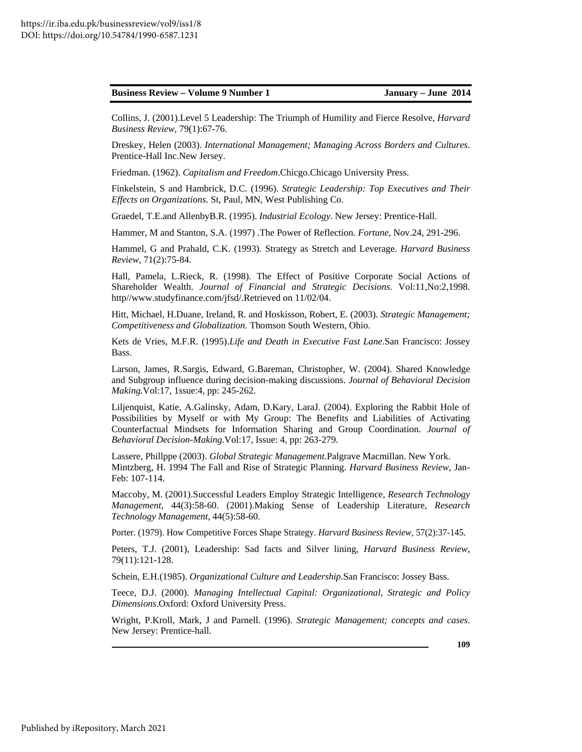Collins, J. (2001).Level 5 Leadership: The Triumph of Humility and Fierce Resolve, *Harvard Business Review*, 79(1):67-76.

Dreskey, Helen (2003). *International Management; Managing Across Borders and Cultures*. Prentice-Hall Inc.New Jersey.

Friedman. (1962). *Capitalism and Freedom*.Chicgo.Chicago University Press.

Finkelstein, S and Hambrick, D.C. (1996). *Strategic Leadership: Top Executives and Their Effects on Organizations*. St, Paul, MN, West Publishing Co.

Graedel, T.E.and AllenbyB.R. (1995). *Industrial Ecology*. New Jersey: Prentice-Hall.

Hammer, M and Stanton, S.A. (1997) .The Power of Reflection. *Fortune*, Nov.24, 291-296.

Hammel, G and Prahald, C.K. (1993). Strategy as Stretch and Leverage. *Harvard Business Review*, 71(2):75-84.

Hall, Pamela, L.Rieck, R. (1998). The Effect of Positive Corporate Social Actions of Shareholder Wealth. *Journal of Financial and Strategic Decisions*. Vol:11,No:2,1998. http//www.studyfinance.com/jfsd/.Retrieved on 11/02/04.

Hitt, Michael, H.Duane, Ireland, R. and Hoskisson, Robert, E. (2003). *Strategic Management; Competitiveness and Globalization.* Thomson South Western, Ohio.

Kets de Vries, M.F.R. (1995).*Life and Death in Executive Fast Lane*.San Francisco: Jossey Bass.

Larson, James, R.Sargis, Edward, G.Bareman, Christopher, W. (2004). Shared Knowledge and Subgroup influence during decision-making discussions. *Journal of Behavioral Decision Making.*Vol:17, 1ssue:4, pp: 245-262.

Liljenquist, Katie, A.Galinsky, Adam, D.Kary, LaraJ. (2004). Exploring the Rabbit Hole of Possibilities by Myself or with My Group: The Benefits and Liabilities of Activating Counterfactual Mindsets for Information Sharing and Group Coordination. *Journal of Behavioral Decision-Making*.Vol:17, Issue: 4, pp: 263-279.

Lassere, Phillppe (2003). *Global Strategic Management*.Palgrave Macmillan. New York.

Mintzberg, H. 1994 The Fall and Rise of Strategic Planning. *Harvard Business Review*, Jan-Feb: 107-114.

Maccoby, M. (2001).Successful Leaders Employ Strategic Intelligence, *Research Technology Management*, 44(3):58-60. (2001).Making Sense of Leadership Literature, *Research Technology Management*, 44(5):58-60.

Porter. (1979). How Competitive Forces Shape Strategy. *Harvard Business Review*, 57(2):37-145.

Peters, T.J. (2001), Leadership: Sad facts and Silver lining, *Harvard Business Review*, 79(11):121-128.

Schein, E.H.(1985). *Organizational Culture and Leadership*.San Francisco: Jossey Bass.

Teece, D.J. (2000). *Managing Intellectual Capital: Organizational, Strategic and Policy Dimensions*.Oxford: Oxford University Press.

Wright, P.Kroll, Mark, J and Parnell. (1996). *Strategic Management; concepts and cases*. New Jersey: Prentice-hall.